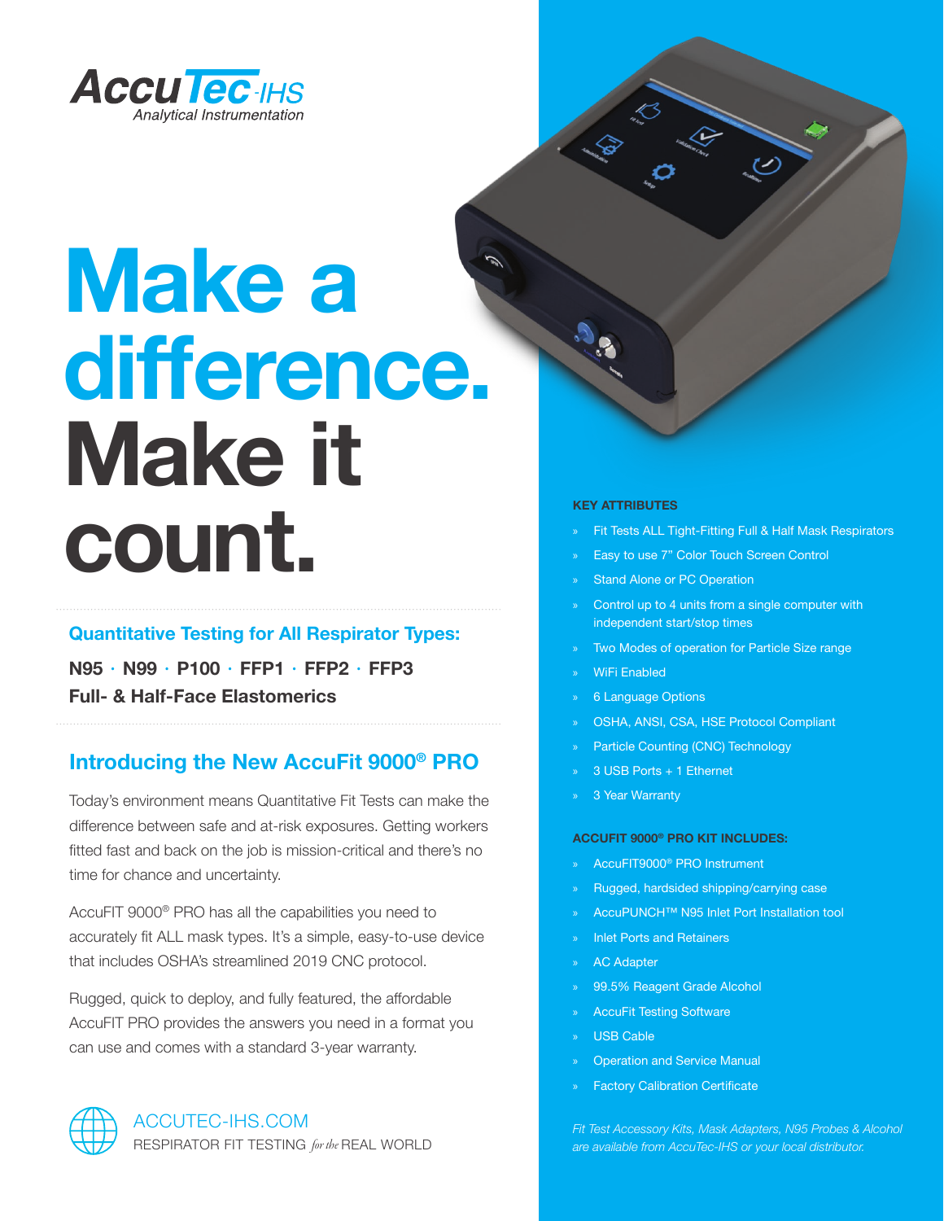AccuTec-IHS
Analytical Instrumentation

# Make a difference. Make it count.

## Quantitative Testing for All Respirator Types:

**N95 · N99 · P100 · FFP1 · FFP2 · FFP3**
**Full- & Half-Face Elastomerics**

## Introducing the New AccuFit 9000® PRO

Today's environment means Quantitative Fit Tests can make the difference between safe and at-risk exposures. Getting workers fitted fast and back on the job is mission-critical and there's no time for chance and uncertainty.

AccuFIT 9000® PRO has all the capabilities you need to accurately fit ALL mask types. It's a simple, easy-to-use device that includes OSHA's streamlined 2019 CNC protocol.

Rugged, quick to deploy, and fully featured, the affordable AccuFIT PRO provides the answers you need in a format you can use and comes with a standard 3-year warranty.

ACCUTEC-IHS.COM
RESPIRATOR FIT TESTING *for the* REAL WORLD

### KEY ATTRIBUTES

- Fit Tests ALL Tight-Fitting Full & Half Mask Respirators
- Easy to use 7" Color Touch Screen Control
- Stand Alone or PC Operation
- Control up to 4 units from a single computer with independent start/stop times
- Two Modes of operation for Particle Size range
- WiFi Enabled
- 6 Language Options
- OSHA, ANSI, CSA, HSE Protocol Compliant
- Particle Counting (CNC) Technology
- 3 USB Ports + 1 Ethernet
- 3 Year Warranty

### ACCUFIT 9000® PRO KIT INCLUDES:

- AccuFIT9000® PRO Instrument
- Rugged, hardsided shipping/carrying case
- AccuPUNCH™ N95 Inlet Port Installation tool
- Inlet Ports and Retainers
- AC Adapter
- 99.5% Reagent Grade Alcohol
- AccuFit Testing Software
- USB Cable
- Operation and Service Manual
- Factory Calibration Certificate

*Fit Test Accessory Kits, Mask Adapters, N95 Probes & Alcohol are available from AccuTec-IHS or your local distributor.*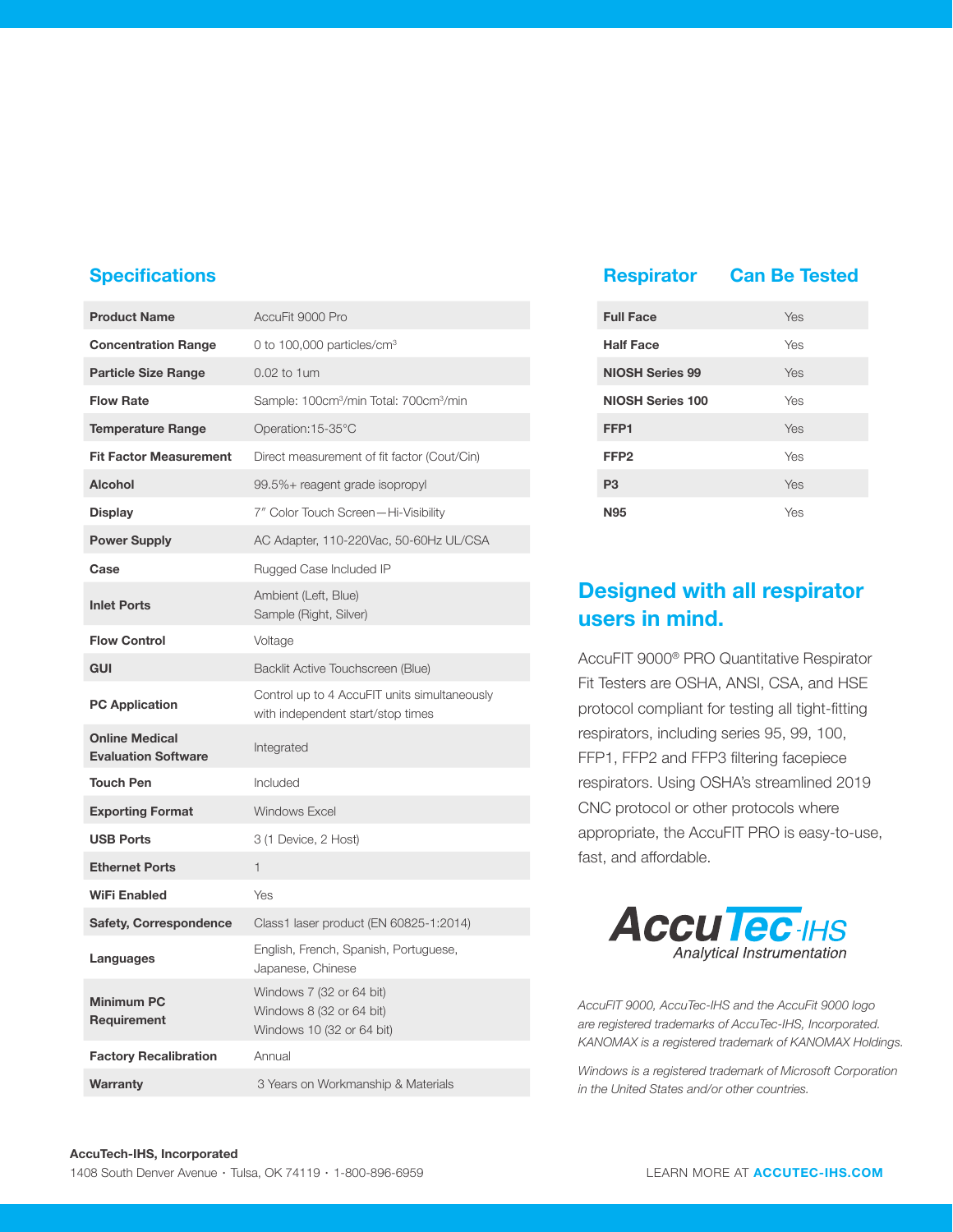## Specifications

| | |
|---|---|
| **Product Name** | AccuFit 9000 Pro |
| **Concentration Range** | 0 to 100,000 particles/cm$^3$ |
| **Particle Size Range** | 0.02 to 1um |
| **Flow Rate** | Sample: 100cm$^3$/min Total: 700cm$^3$/min |
| **Temperature Range** | Operation:15-35°C |
| **Fit Factor Measurement** | Direct measurement of fit factor (Cout/Cin) |
| **Alcohol** | 99.5%+ reagent grade isopropyl |
| **Display** | 7″ Color Touch Screen—Hi-Visibility |
| **Power Supply** | AC Adapter, 110-220Vac, 50-60Hz UL/CSA |
| **Case** | Rugged Case Included IP |
| **Inlet Ports** | Ambient (Left, Blue)<br>Sample (Right, Silver) |
| **Flow Control** | Voltage |
| **GUI** | Backlit Active Touchscreen (Blue) |
| **PC Application** | Control up to 4 AccuFIT units simultaneously with independent start/stop times |
| **Online Medical Evaluation Software** | Integrated |
| **Touch Pen** | Included |
| **Exporting Format** | Windows Excel |
| **USB Ports** | 3 (1 Device, 2 Host) |
| **Ethernet Ports** | 1 |
| **WiFi Enabled** | Yes |
| **Safety, Correspondence** | Class1 laser product (EN 60825-1:2014) |
| **Languages** | English, French, Spanish, Portuguese, Japanese, Chinese |
| **Minimum PC Requirement** | Windows 7 (32 or 64 bit)<br>Windows 8 (32 or 64 bit)<br>Windows 10 (32 or 64 bit) |
| **Factory Recalibration** | Annual |
| **Warranty** | 3 Years on Workmanship & Materials |

| Respirator | Can Be Tested |
|---|---|
| **Full Face** | Yes |
| **Half Face** | Yes |
| **NIOSH Series 99** | Yes |
| **NIOSH Series 100** | Yes |
| **FFP1** | Yes |
| **FFP2** | Yes |
| **P3** | Yes |
| **N95** | Yes |

## Designed with all respirator users in mind.

AccuFIT 9000® PRO Quantitative Respirator Fit Testers are OSHA, ANSI, CSA, and HSE protocol compliant for testing all tight-fitting respirators, including series 95, 99, 100, FFP1, FFP2 and FFP3 filtering facepiece respirators. Using OSHA's streamlined 2019 CNC protocol or other protocols where appropriate, the AccuFIT PRO is easy-to-use, fast, and affordable.

AccuTec-IHS
Analytical Instrumentation

*AccuFIT 9000, AccuTec-IHS and the AccuFit 9000 logo are registered trademarks of AccuTec-IHS, Incorporated. KANOMAX is a registered trademark of KANOMAX Holdings.*

*Windows is a registered trademark of Microsoft Corporation in the United States and/or other countries.*

**AccuTech-IHS, Incorporated**
1408 South Denver Avenue · Tulsa, OK 74119 · 1-800-896-6959

LEARN MORE AT **ACCUTEC-IHS.COM**